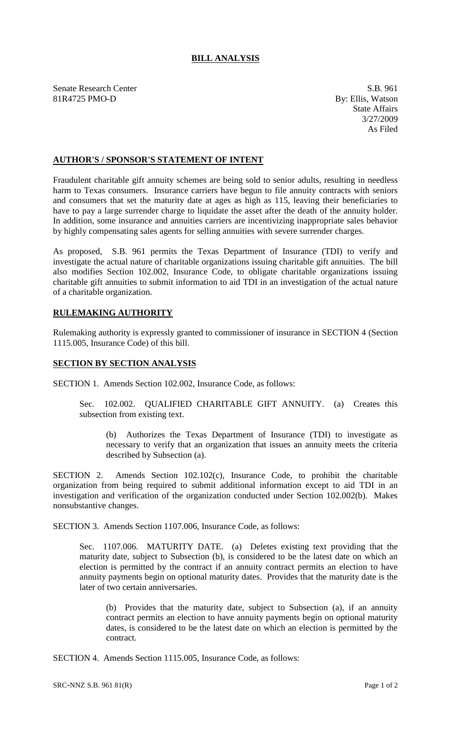# BILL ANALYSIS

Senate Research Center
81R4725 PMO-D

S.B. 961
By: Ellis, Watson
State Affairs
3/27/2009
As Filed

## AUTHOR'S / SPONSOR'S STATEMENT OF INTENT

Fraudulent charitable gift annuity schemes are being sold to senior adults, resulting in needless harm to Texas consumers. Insurance carriers have begun to file annuity contracts with seniors and consumers that set the maturity date at ages as high as 115, leaving their beneficiaries to have to pay a large surrender charge to liquidate the asset after the death of the annuity holder. In addition, some insurance and annuities carriers are incentivizing inappropriate sales behavior by highly compensating sales agents for selling annuities with severe surrender charges.

As proposed, S.B. 961 permits the Texas Department of Insurance (TDI) to verify and investigate the actual nature of charitable organizations issuing charitable gift annuities. The bill also modifies Section 102.002, Insurance Code, to obligate charitable organizations issuing charitable gift annuities to submit information to aid TDI in an investigation of the actual nature of a charitable organization.

## RULEMAKING AUTHORITY

Rulemaking authority is expressly granted to commissioner of insurance in SECTION 4 (Section 1115.005, Insurance Code) of this bill.

## SECTION BY SECTION ANALYSIS

SECTION 1. Amends Section 102.002, Insurance Code, as follows:

Sec. 102.002. QUALIFIED CHARITABLE GIFT ANNUITY. (a) Creates this subsection from existing text.

(b) Authorizes the Texas Department of Insurance (TDI) to investigate as necessary to verify that an organization that issues an annuity meets the criteria described by Subsection (a).

SECTION 2. Amends Section 102.102(c), Insurance Code, to prohibit the charitable organization from being required to submit additional information except to aid TDI in an investigation and verification of the organization conducted under Section 102.002(b). Makes nonsubstantive changes.

SECTION 3. Amends Section 1107.006, Insurance Code, as follows:

Sec. 1107.006. MATURITY DATE. (a) Deletes existing text providing that the maturity date, subject to Subsection (b), is considered to be the latest date on which an election is permitted by the contract if an annuity contract permits an election to have annuity payments begin on optional maturity dates. Provides that the maturity date is the later of two certain anniversaries.

(b) Provides that the maturity date, subject to Subsection (a), if an annuity contract permits an election to have annuity payments begin on optional maturity dates, is considered to be the latest date on which an election is permitted by the contract.

SECTION 4. Amends Section 1115.005, Insurance Code, as follows: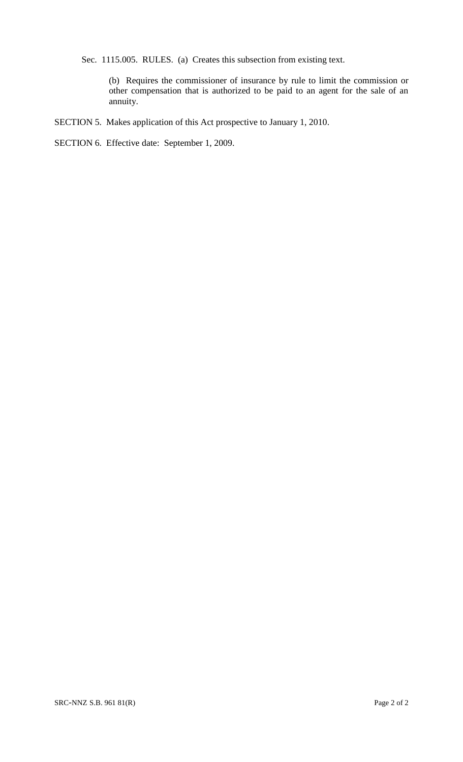Sec. 1115.005. RULES. (a) Creates this subsection from existing text.

(b) Requires the commissioner of insurance by rule to limit the commission or other compensation that is authorized to be paid to an agent for the sale of an annuity.

SECTION 5. Makes application of this Act prospective to January 1, 2010.

SECTION 6. Effective date: September 1, 2009.